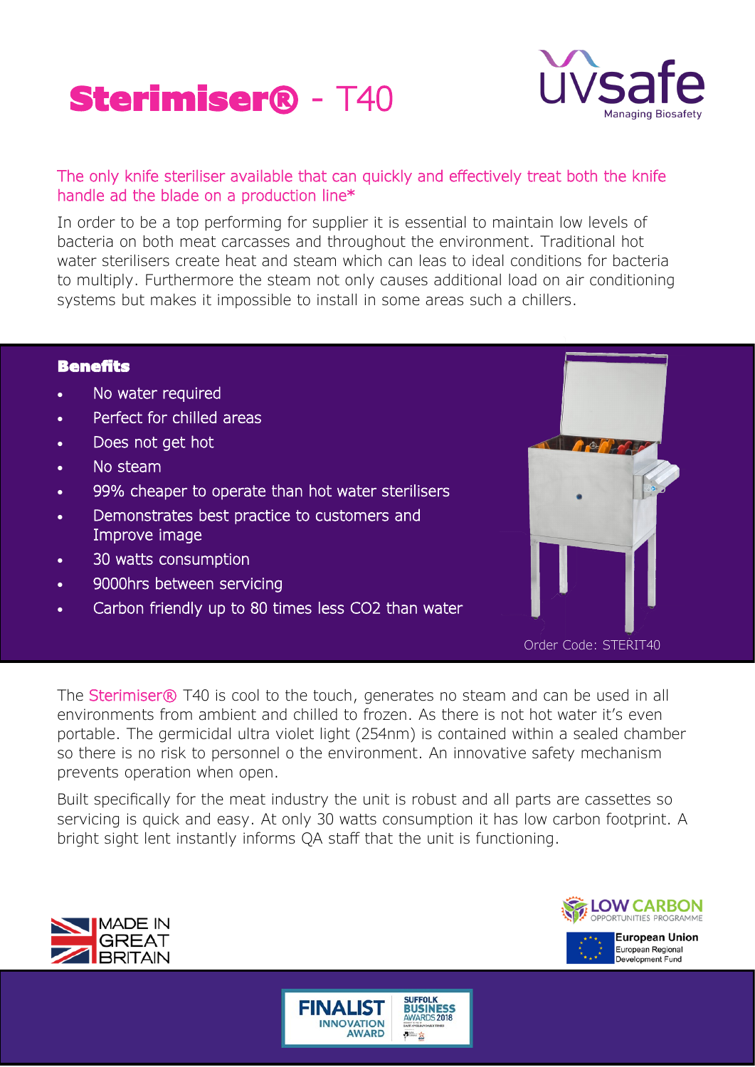# Sterimiser® - T40

uvsafe
Managing Biosafety

The only knife steriliser available that can quickly and effectively treat both the knife handle ad the blade on a production line*

In order to be a top performing for supplier it is essential to maintain low levels of bacteria on both meat carcasses and throughout the environment. Traditional hot water sterilisers create heat and steam which can leas to ideal conditions for bacteria to multiply. Furthermore the steam not only causes additional load on air conditioning systems but makes it impossible to install in some areas such a chillers.

## Benefits

- No water required
- Perfect for chilled areas
- Does not get hot
- No steam
- 99% cheaper to operate than hot water sterilisers
- Demonstrates best practice to customers and Improve image
- 30 watts consumption
- 9000hrs between servicing
- Carbon friendly up to 80 times less $CO_2$ than water

Order Code: STERIT40

The Sterimiser® T40 is cool to the touch, generates no steam and can be used in all environments from ambient and chilled to frozen. As there is not hot water it's even portable. The germicidal ultra violet light (254nm) is contained within a sealed chamber so there is no risk to personnel o the environment. An innovative safety mechanism prevents operation when open.

Built specifically for the meat industry the unit is robust and all parts are cassettes so servicing is quick and easy. At only 30 watts consumption it has low carbon footprint. A bright sight lent instantly informs QA staff that the unit is functioning.

MADE IN GREAT BRITAIN

LOW CARBON OPPORTUNITIES PROGRAMME

European Union
European Regional Development Fund

FINALIST INNOVATION AWARD
SUFFOLK BUSINESS AWARDS 2018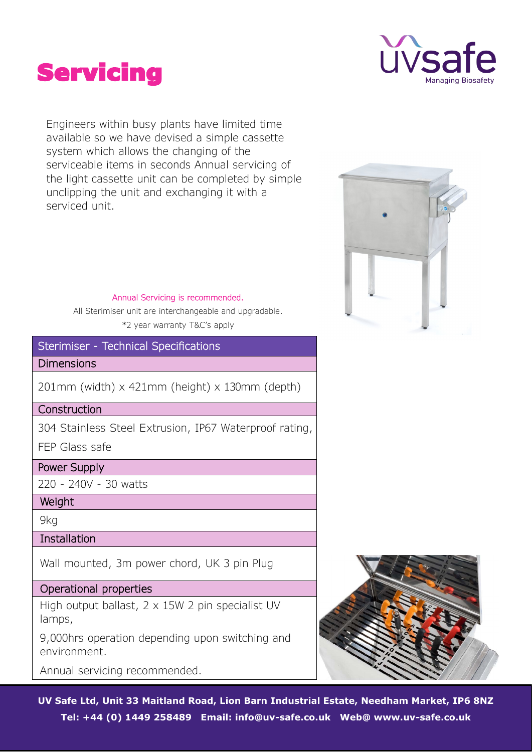# Servicing

uvsafe
Managing Biosafety

Engineers within busy plants have limited time available so we have devised a simple cassette system which allows the changing of the serviceable items in seconds Annual servicing of the light cassette unit can be completed by simple unclipping the unit and exchanging it with a serviced unit.

Annual Servicing is recommended.

All Sterimiser unit are interchangeable and upgradable.

*2 year warranty T&C's apply

| Sterimiser - Technical Specifications |
|---|
| **Dimensions** |
| 201mm (width) x 421mm (height) x 130mm (depth) |
| **Construction** |
| 304 Stainless Steel Extrusion, IP67 Waterproof rating, FEP Glass safe |
| **Power Supply** |
| 220 - 240V - 30 watts |
| **Weight** |
| 9kg |
| **Installation** |
| Wall mounted, 3m power chord, UK 3 pin Plug |
| **Operational properties** |
| High output ballast, 2 x 15W 2 pin specialist UV lamps, 9,000hrs operation depending upon switching and environment. Annual servicing recommended. |

**UV Safe Ltd, Unit 33 Maitland Road, Lion Barn Industrial Estate, Needham Market, IP6 8NZ**

**Tel: +44 (0) 1449 258489 Email: info@uv-safe.co.uk Web@ www.uv-safe.co.uk**